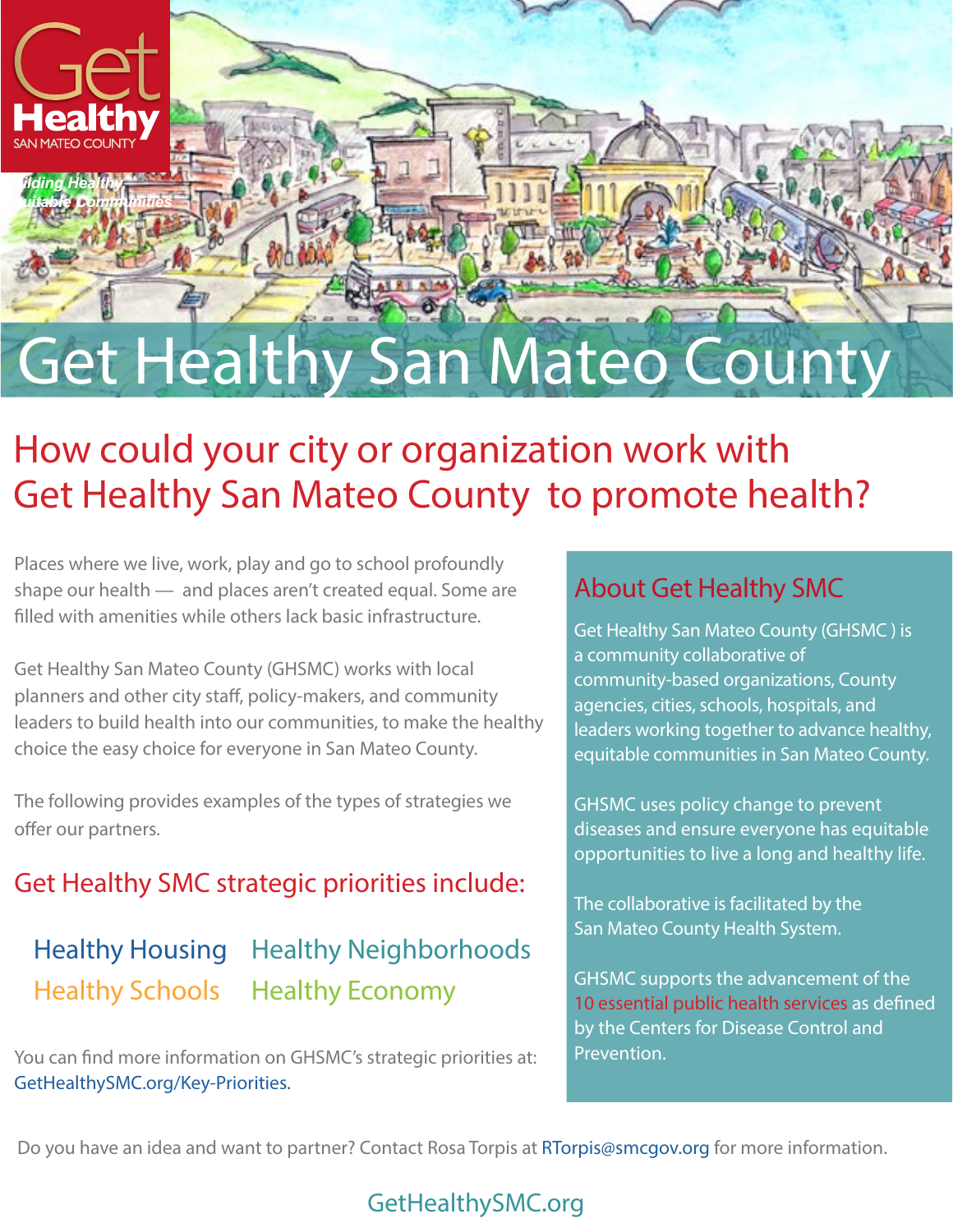Get Healthy
SAN MATEO COUNTY

*Building Healthy, Equitable Communities*

# Get Healthy San Mateo County

## How could your city or organization work with Get Healthy San Mateo County to promote health?

Places where we live, work, play and go to school profoundly shape our health — and places aren't created equal. Some are filled with amenities while others lack basic infrastructure.

Get Healthy San Mateo County (GHSMC) works with local planners and other city staff, policy-makers, and community leaders to build health into our communities, to make the healthy choice the easy choice for everyone in San Mateo County.

The following provides examples of the types of strategies we offer our partners.

### Get Healthy SMC strategic priorities include:

- Healthy Housing
- Healthy Neighborhoods
- Healthy Schools
- Healthy Economy

You can find more information on GHSMC's strategic priorities at: GetHealthySMC.org/Key-Priorities.

### About Get Healthy SMC

Get Healthy San Mateo County (GHSMC ) is a community collaborative of community-based organizations, County agencies, cities, schools, hospitals, and leaders working together to advance healthy, equitable communities in San Mateo County.

GHSMC uses policy change to prevent diseases and ensure everyone has equitable opportunities to live a long and healthy life.

The collaborative is facilitated by the San Mateo County Health System.

GHSMC supports the advancement of the 10 essential public health services as defined by the Centers for Disease Control and Prevention.

Do you have an idea and want to partner? Contact Rosa Torpis at RTorpis@smcgov.org for more information.

GetHealthySMC.org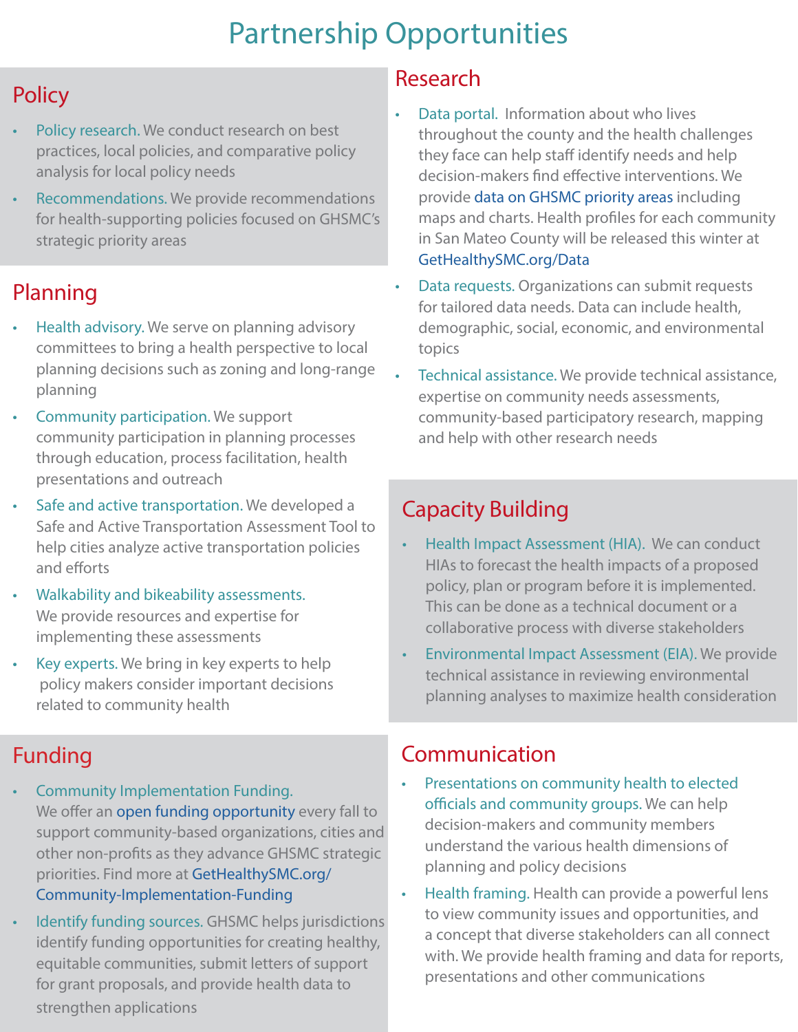# Partnership Opportunities

## Policy

- Policy research. We conduct research on best practices, local policies, and comparative policy analysis for local policy needs
- Recommendations. We provide recommendations for health-supporting policies focused on GHSMC's strategic priority areas

## Planning

- Health advisory. We serve on planning advisory committees to bring a health perspective to local planning decisions such as zoning and long-range planning
- Community participation. We support community participation in planning processes through education, process facilitation, health presentations and outreach
- Safe and active transportation. We developed a Safe and Active Transportation Assessment Tool to help cities analyze active transportation policies and efforts
- Walkability and bikeability assessments. We provide resources and expertise for implementing these assessments
- Key experts. We bring in key experts to help policy makers consider important decisions related to community health

## Funding

- Community Implementation Funding. We offer an open funding opportunity every fall to support community-based organizations, cities and other non-profits as they advance GHSMC strategic priorities. Find more at GetHealthySMC.org/Community-Implementation-Funding
- Identify funding sources. GHSMC helps jurisdictions identify funding opportunities for creating healthy, equitable communities, submit letters of support for grant proposals, and provide health data to strengthen applications

## Research

- Data portal. Information about who lives throughout the county and the health challenges they face can help staff identify needs and help decision-makers find effective interventions. We provide data on GHSMC priority areas including maps and charts. Health profiles for each community in San Mateo County will be released this winter at GetHealthySMC.org/Data
- Data requests. Organizations can submit requests for tailored data needs. Data can include health, demographic, social, economic, and environmental topics
- Technical assistance. We provide technical assistance, expertise on community needs assessments, community-based participatory research, mapping and help with other research needs

## Capacity Building

- Health Impact Assessment (HIA). We can conduct HIAs to forecast the health impacts of a proposed policy, plan or program before it is implemented. This can be done as a technical document or a collaborative process with diverse stakeholders
- Environmental Impact Assessment (EIA). We provide technical assistance in reviewing environmental planning analyses to maximize health consideration

## Communication

- Presentations on community health to elected officials and community groups. We can help decision-makers and community members understand the various health dimensions of planning and policy decisions
- Health framing. Health can provide a powerful lens to view community issues and opportunities, and a concept that diverse stakeholders can all connect with. We provide health framing and data for reports, presentations and other communications